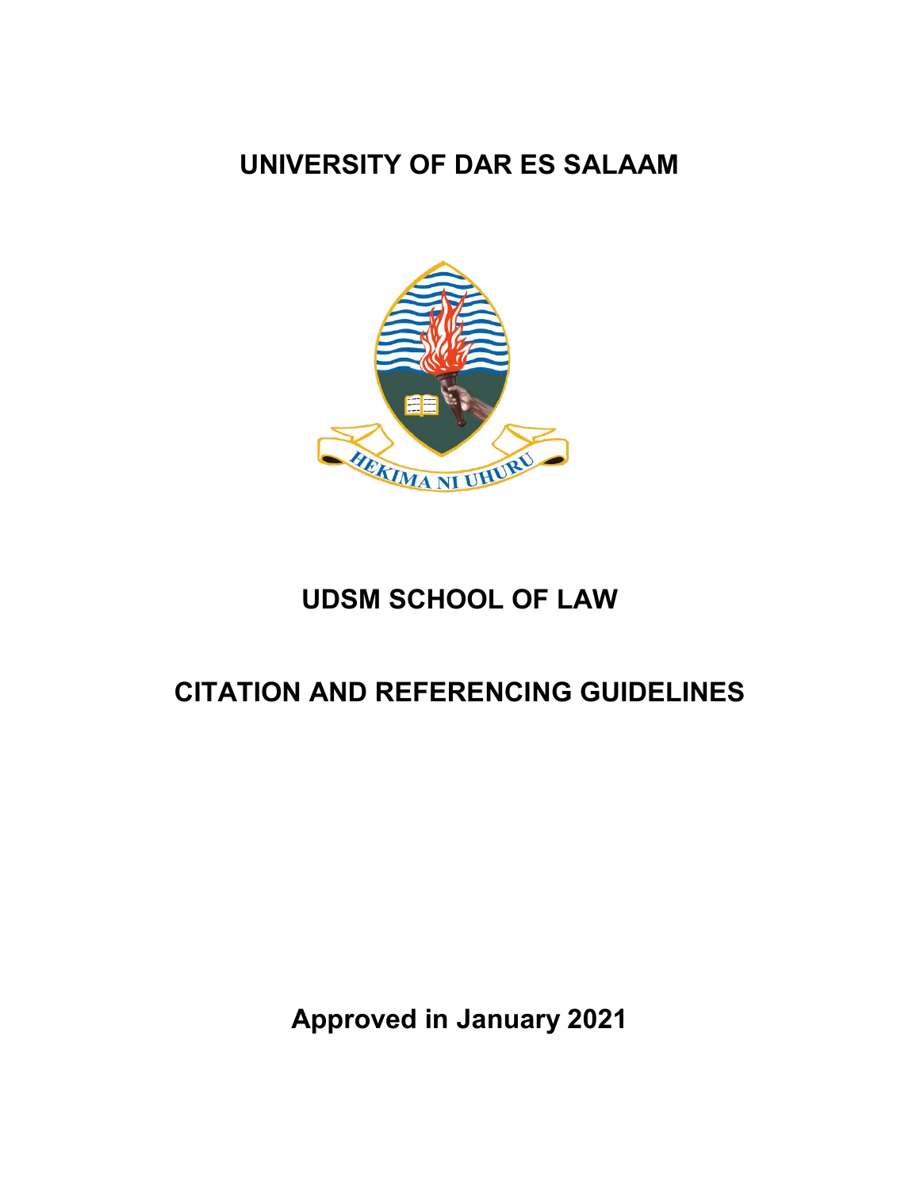# UNIVERSITY OF DAR ES SALAAM

HEKIMA NI UHURU

# UDSM SCHOOL OF LAW

# CITATION AND REFERENCING GUIDELINES

**Approved in January 2021**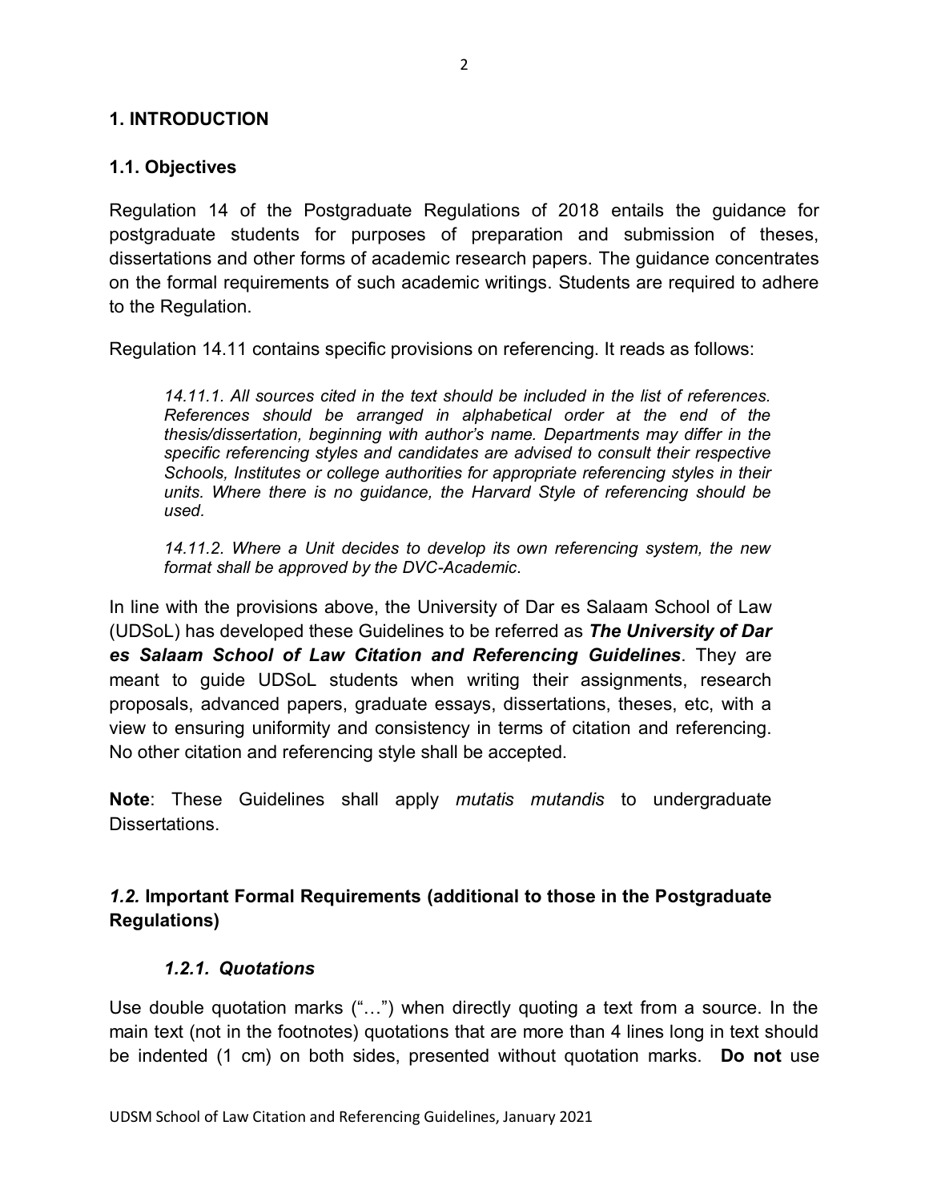# 1. INTRODUCTION

## 1.1. Objectives

Regulation 14 of the Postgraduate Regulations of 2018 entails the guidance for postgraduate students for purposes of preparation and submission of theses, dissertations and other forms of academic research papers. The guidance concentrates on the formal requirements of such academic writings. Students are required to adhere to the Regulation.

Regulation 14.11 contains specific provisions on referencing. It reads as follows:

> *14.11.1. All sources cited in the text should be included in the list of references. References should be arranged in alphabetical order at the end of the thesis/dissertation, beginning with author's name. Departments may differ in the specific referencing styles and candidates are advised to consult their respective Schools, Institutes or college authorities for appropriate referencing styles in their units. Where there is no guidance, the Harvard Style of referencing should be used.*
>
> *14.11.2. Where a Unit decides to develop its own referencing system, the new format shall be approved by the DVC-Academic.*

In line with the provisions above, the University of Dar es Salaam School of Law (UDSoL) has developed these Guidelines to be referred as ***The University of Dar es Salaam School of Law Citation and Referencing Guidelines***. They are meant to guide UDSoL students when writing their assignments, research proposals, advanced papers, graduate essays, dissertations, theses, etc, with a view to ensuring uniformity and consistency in terms of citation and referencing. No other citation and referencing style shall be accepted.

**Note**: These Guidelines shall apply *mutatis mutandis* to undergraduate Dissertations.

## *1.2.* Important Formal Requirements (additional to those in the Postgraduate Regulations)

### *1.2.1. Quotations*

Use double quotation marks ("…") when directly quoting a text from a source. In the main text (not in the footnotes) quotations that are more than 4 lines long in text should be indented (1 cm) on both sides, presented without quotation marks. **Do not** use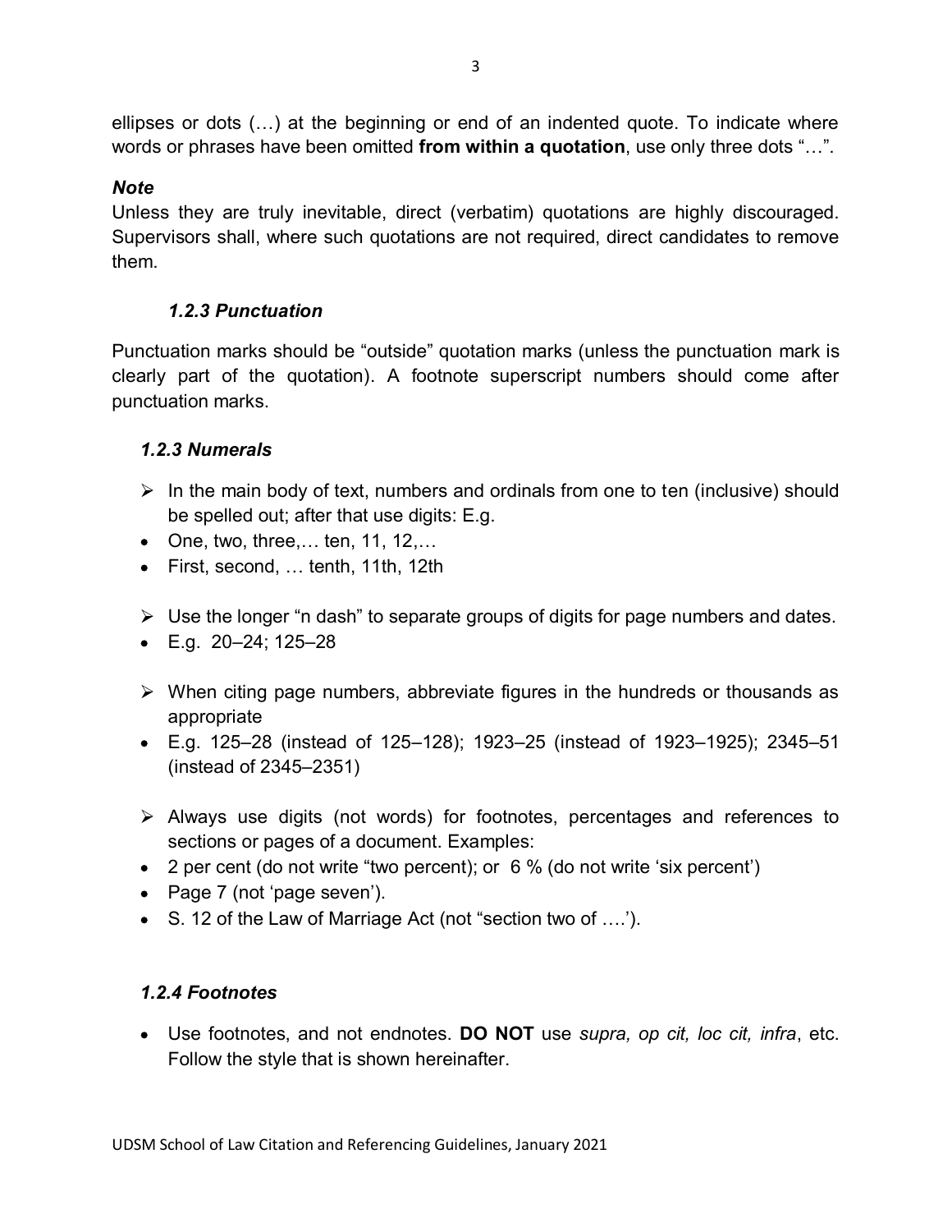ellipses or dots (…) at the beginning or end of an indented quote. To indicate where words or phrases have been omitted **from within a quotation**, use only three dots "…".

***Note***

Unless they are truly inevitable, direct (verbatim) quotations are highly discouraged. Supervisors shall, where such quotations are not required, direct candidates to remove them.

### *1.2.3 Punctuation*

Punctuation marks should be "outside" quotation marks (unless the punctuation mark is clearly part of the quotation). A footnote superscript numbers should come after punctuation marks.

### *1.2.3 Numerals*

- In the main body of text, numbers and ordinals from one to ten (inclusive) should be spelled out; after that use digits: E.g.
- One, two, three,… ten, 11, 12,…
- First, second, … tenth, 11th, 12th

- Use the longer "n dash" to separate groups of digits for page numbers and dates.
- E.g. 20–24; 125–28

- When citing page numbers, abbreviate figures in the hundreds or thousands as appropriate
- E.g. 125–28 (instead of 125–128); 1923–25 (instead of 1923–1925); 2345–51 (instead of 2345–2351)

- Always use digits (not words) for footnotes, percentages and references to sections or pages of a document. Examples:
- 2 per cent (do not write "two percent); or 6 % (do not write 'six percent')
- Page 7 (not 'page seven').
- S. 12 of the Law of Marriage Act (not "section two of ….').

### *1.2.4 Footnotes*

- Use footnotes, and not endnotes. **DO NOT** use *supra, op cit, loc cit, infra*, etc. Follow the style that is shown hereinafter.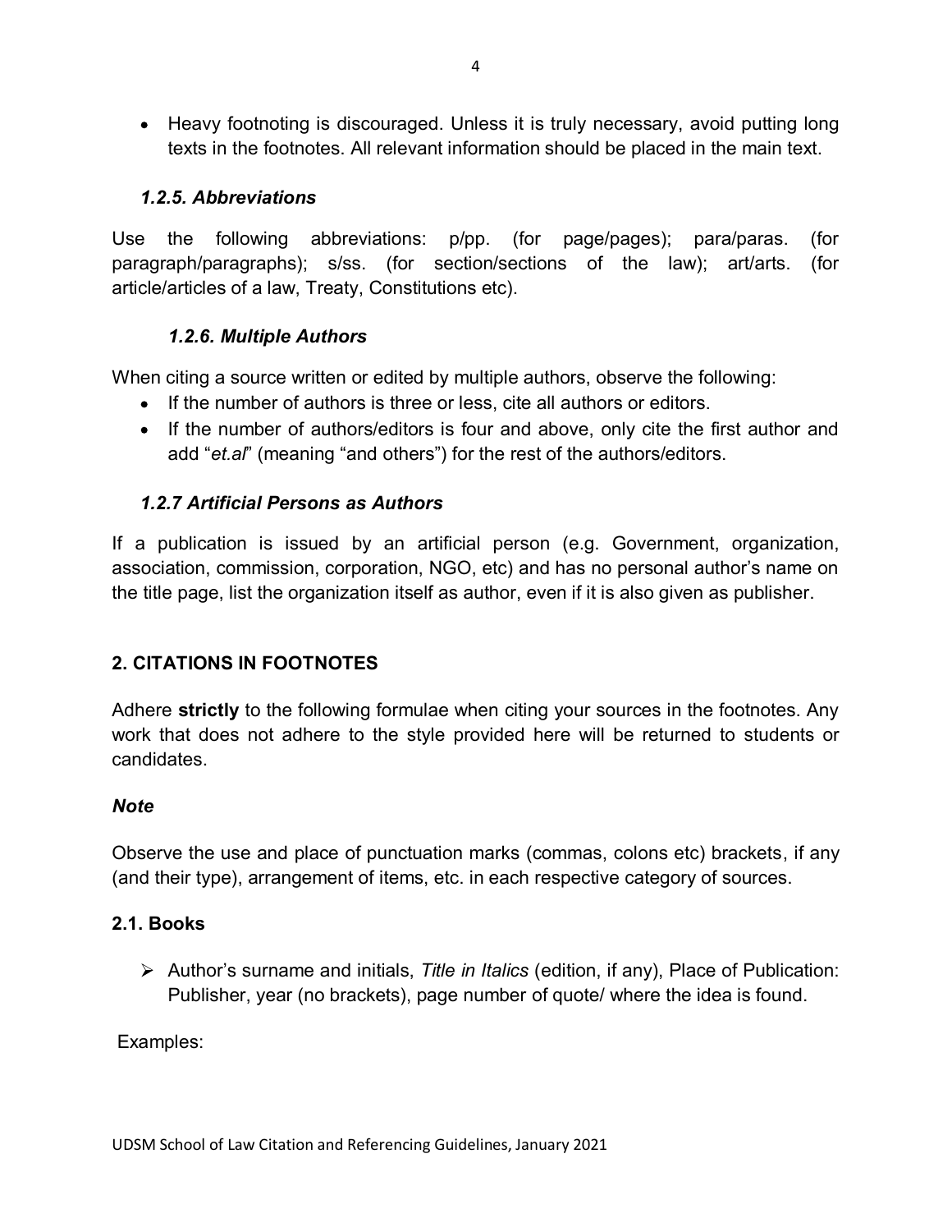- Heavy footnoting is discouraged. Unless it is truly necessary, avoid putting long texts in the footnotes. All relevant information should be placed in the main text.

### *1.2.5. Abbreviations*

Use the following abbreviations: p/pp. (for page/pages); para/paras. (for paragraph/paragraphs); s/ss. (for section/sections of the law); art/arts. (for article/articles of a law, Treaty, Constitutions etc).

### *1.2.6. Multiple Authors*

When citing a source written or edited by multiple authors, observe the following:

- If the number of authors is three or less, cite all authors or editors.
- If the number of authors/editors is four and above, only cite the first author and add "*et.al*" (meaning "and others") for the rest of the authors/editors.

### *1.2.7 Artificial Persons as Authors*

If a publication is issued by an artificial person (e.g. Government, organization, association, commission, corporation, NGO, etc) and has no personal author's name on the title page, list the organization itself as author, even if it is also given as publisher.

## 2. CITATIONS IN FOOTNOTES

Adhere **strictly** to the following formulae when citing your sources in the footnotes. Any work that does not adhere to the style provided here will be returned to students or candidates.

***Note***

Observe the use and place of punctuation marks (commas, colons etc) brackets, if any (and their type), arrangement of items, etc. in each respective category of sources.

### 2.1. Books

- Author's surname and initials, *Title in Italics* (edition, if any), Place of Publication: Publisher, year (no brackets), page number of quote/ where the idea is found.

Examples: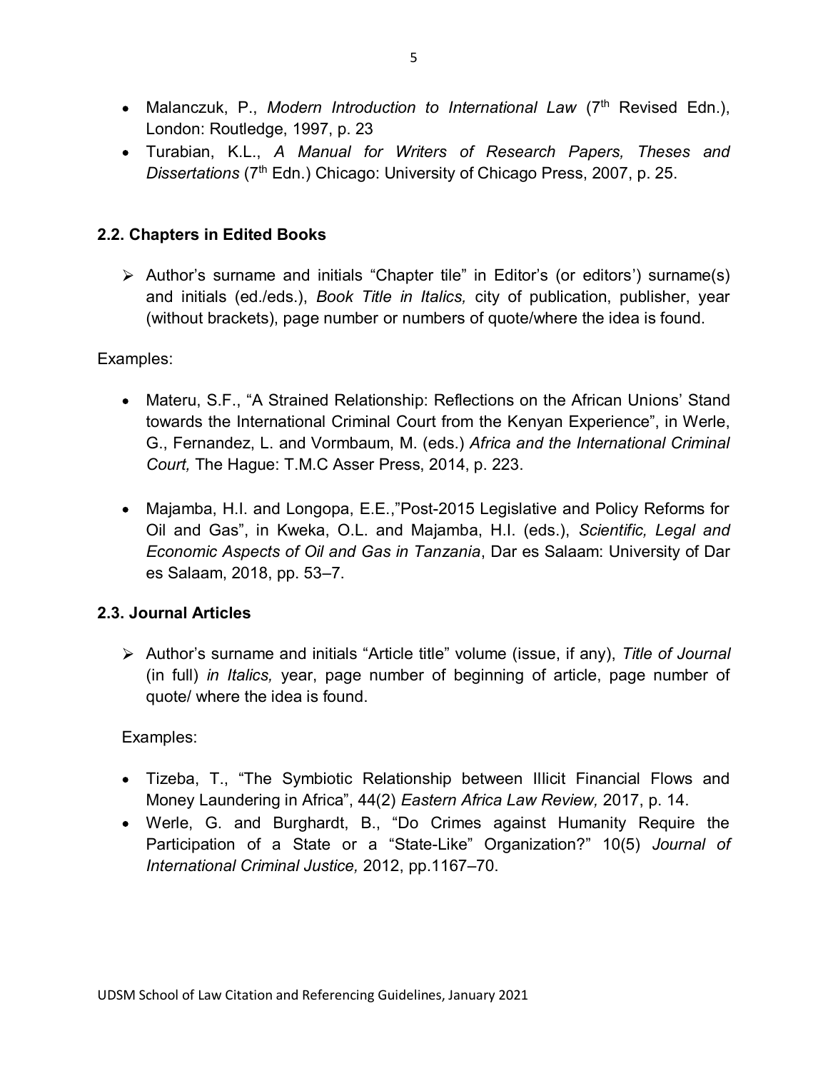- Malanczuk, P., *Modern Introduction to International Law* (7th Revised Edn.), London: Routledge, 1997, p. 23
- Turabian, K.L., *A Manual for Writers of Research Papers, Theses and Dissertations* (7th Edn.) Chicago: University of Chicago Press, 2007, p. 25.

### 2.2. Chapters in Edited Books

- Author's surname and initials "Chapter tile" in Editor's (or editors') surname(s) and initials (ed./eds.), *Book Title in Italics,* city of publication, publisher, year (without brackets), page number or numbers of quote/where the idea is found.

Examples:

- Materu, S.F., "A Strained Relationship: Reflections on the African Unions' Stand towards the International Criminal Court from the Kenyan Experience", in Werle, G., Fernandez, L. and Vormbaum, M. (eds.) *Africa and the International Criminal Court,* The Hague: T.M.C Asser Press, 2014, p. 223.

- Majamba, H.I. and Longopa, E.E.,"Post-2015 Legislative and Policy Reforms for Oil and Gas", in Kweka, O.L. and Majamba, H.I. (eds.), *Scientific, Legal and Economic Aspects of Oil and Gas in Tanzania*, Dar es Salaam: University of Dar es Salaam, 2018, pp. 53–7.

### 2.3. Journal Articles

- Author's surname and initials "Article title" volume (issue, if any), *Title of Journal* (in full) *in Italics,* year, page number of beginning of article, page number of quote/ where the idea is found.

Examples:

- Tizeba, T., "The Symbiotic Relationship between Illicit Financial Flows and Money Laundering in Africa", 44(2) *Eastern Africa Law Review,* 2017, p. 14.
- Werle, G. and Burghardt, B., "Do Crimes against Humanity Require the Participation of a State or a "State-Like" Organization?" 10(5) *Journal of International Criminal Justice,* 2012, pp.1167–70.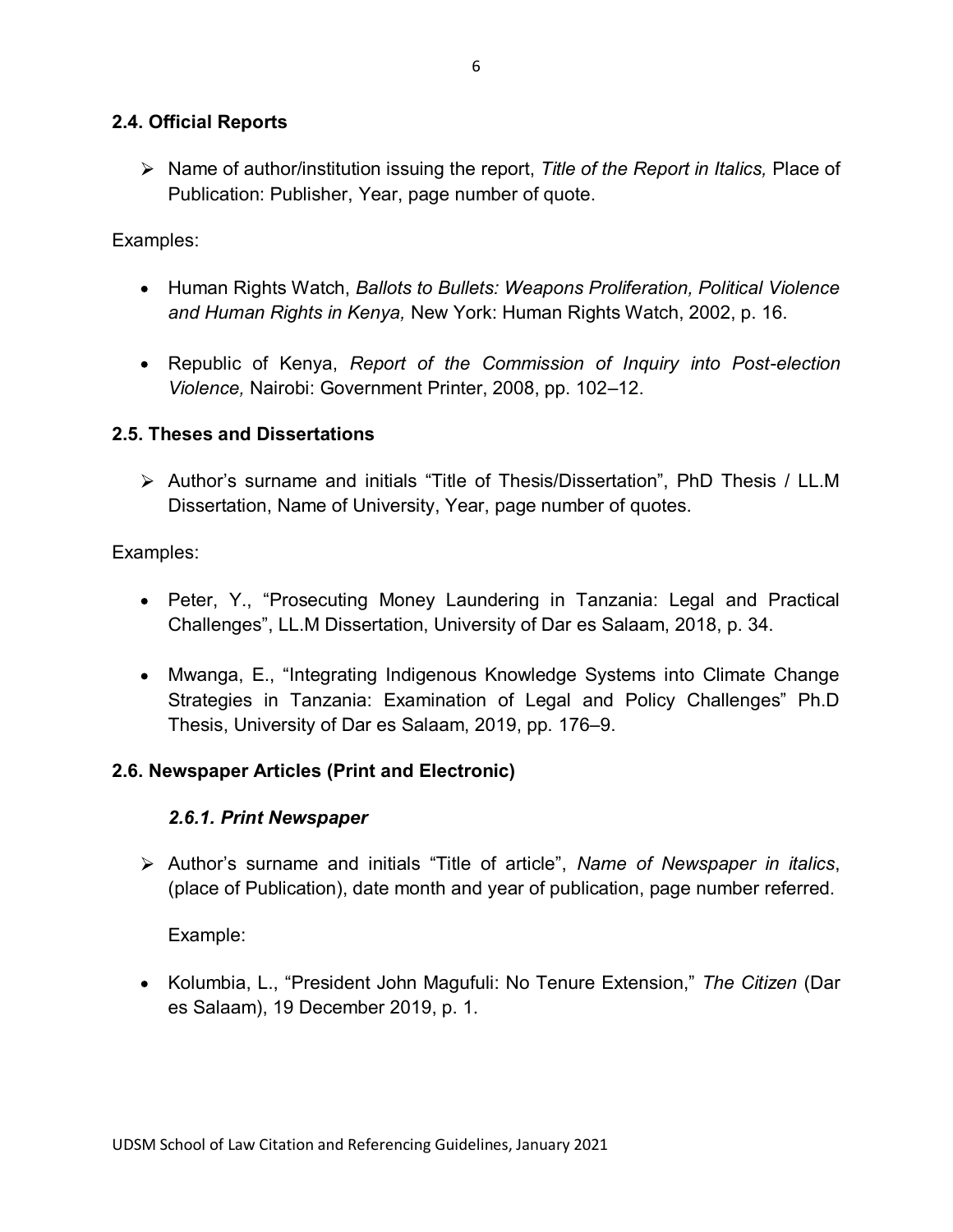## 2.4. Official Reports

- Name of author/institution issuing the report, *Title of the Report in Italics,* Place of Publication: Publisher, Year, page number of quote.

Examples:

- Human Rights Watch, *Ballots to Bullets: Weapons Proliferation, Political Violence and Human Rights in Kenya,* New York: Human Rights Watch, 2002, p. 16.

- Republic of Kenya, *Report of the Commission of Inquiry into Post-election Violence,* Nairobi: Government Printer, 2008, pp. 102–12.

## 2.5. Theses and Dissertations

- Author's surname and initials "Title of Thesis/Dissertation", PhD Thesis / LL.M Dissertation, Name of University, Year, page number of quotes.

Examples:

- Peter, Y., "Prosecuting Money Laundering in Tanzania: Legal and Practical Challenges", LL.M Dissertation, University of Dar es Salaam, 2018, p. 34.

- Mwanga, E., "Integrating Indigenous Knowledge Systems into Climate Change Strategies in Tanzania: Examination of Legal and Policy Challenges" Ph.D Thesis, University of Dar es Salaam, 2019, pp. 176–9.

## 2.6. Newspaper Articles (Print and Electronic)

### *2.6.1. Print Newspaper*

- Author's surname and initials "Title of article", *Name of Newspaper in italics*, (place of Publication), date month and year of publication, page number referred.

Example:

- Kolumbia, L., "President John Magufuli: No Tenure Extension," *The Citizen* (Dar es Salaam), 19 December 2019, p. 1.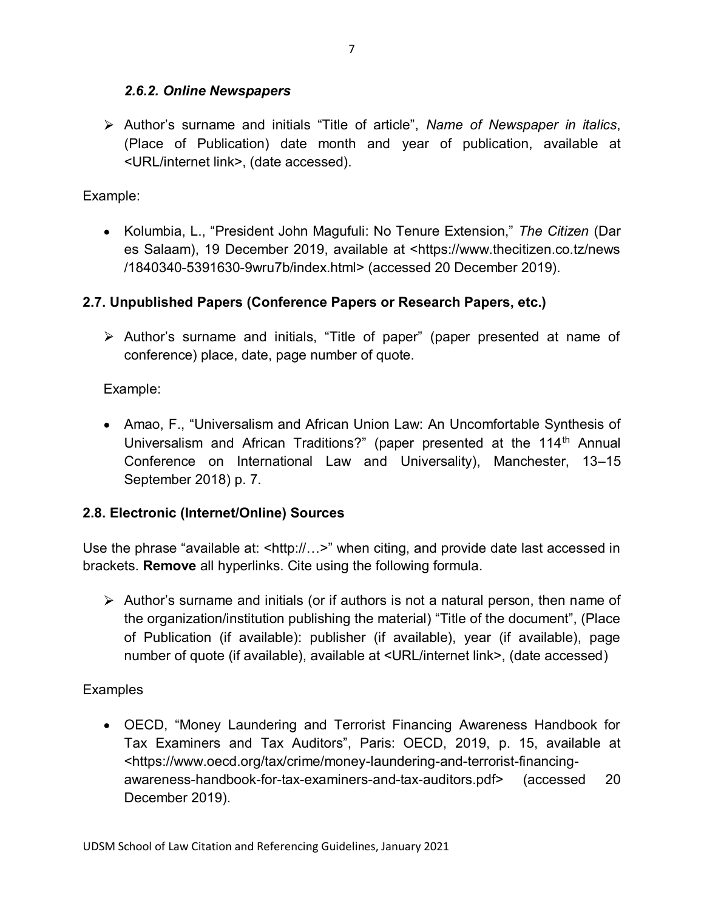#### *2.6.2. Online Newspapers*

- Author's surname and initials "Title of article", *Name of Newspaper in italics*, (Place of Publication) date month and year of publication, available at <URL/internet link>, (date accessed).

Example:

- Kolumbia, L., "President John Magufuli: No Tenure Extension," *The Citizen* (Dar es Salaam), 19 December 2019, available at <https://www.thecitizen.co.tz/news/1840340-5391630-9wru7b/index.html> (accessed 20 December 2019).

### 2.7. Unpublished Papers (Conference Papers or Research Papers, etc.)

- Author's surname and initials, "Title of paper" (paper presented at name of conference) place, date, page number of quote.

Example:

- Amao, F., "Universalism and African Union Law: An Uncomfortable Synthesis of Universalism and African Traditions?" (paper presented at the 114th Annual Conference on International Law and Universality), Manchester, 13–15 September 2018) p. 7.

### 2.8. Electronic (Internet/Online) Sources

Use the phrase "available at: <http://…>" when citing, and provide date last accessed in brackets. **Remove** all hyperlinks. Cite using the following formula.

- Author's surname and initials (or if authors is not a natural person, then name of the organization/institution publishing the material) "Title of the document", (Place of Publication (if available): publisher (if available), year (if available), page number of quote (if available), available at <URL/internet link>, (date accessed)

Examples

- OECD, "Money Laundering and Terrorist Financing Awareness Handbook for Tax Examiners and Tax Auditors", Paris: OECD, 2019, p. 15, available at <https://www.oecd.org/tax/crime/money-laundering-and-terrorist-financing-awareness-handbook-for-tax-examiners-and-tax-auditors.pdf> (accessed 20 December 2019).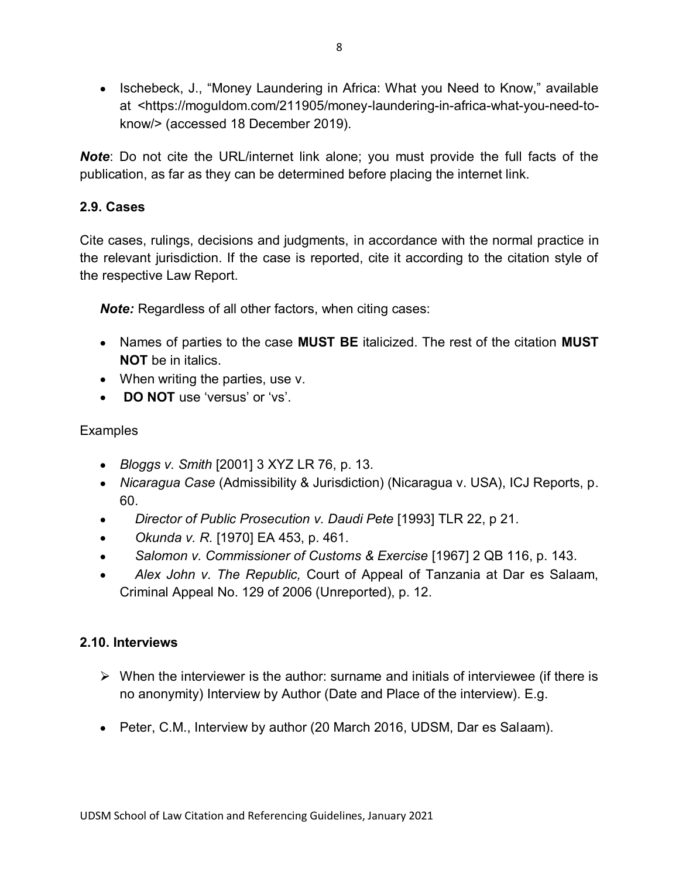- Ischebeck, J., "Money Laundering in Africa: What you Need to Know," available at <https://moguldom.com/211905/money-laundering-in-africa-what-you-need-to-know/> (accessed 18 December 2019).

***Note***: Do not cite the URL/internet link alone; you must provide the full facts of the publication, as far as they can be determined before placing the internet link.

### 2.9. Cases

Cite cases, rulings, decisions and judgments, in accordance with the normal practice in the relevant jurisdiction. If the case is reported, cite it according to the citation style of the respective Law Report.

***Note:*** Regardless of all other factors, when citing cases:

- Names of parties to the case **MUST BE** italicized. The rest of the citation **MUST NOT** be in italics.
- When writing the parties, use v.
- **DO NOT** use 'versus' or 'vs'.

Examples

- *Bloggs v. Smith* [2001] 3 XYZ LR 76, p. 13.
- *Nicaragua Case* (Admissibility & Jurisdiction) (Nicaragua v. USA), ICJ Reports, p. 60.
- *Director of Public Prosecution v. Daudi Pete* [1993] TLR 22, p 21.
- *Okunda v. R.* [1970] EA 453, p. 461.
- *Salomon v. Commissioner of Customs & Exercise* [1967] 2 QB 116, p. 143.
- *Alex John v. The Republic,* Court of Appeal of Tanzania at Dar es Salaam, Criminal Appeal No. 129 of 2006 (Unreported), p. 12.

### 2.10. Interviews

- When the interviewer is the author: surname and initials of interviewee (if there is no anonymity) Interview by Author (Date and Place of the interview). E.g.

- Peter, C.M., Interview by author (20 March 2016, UDSM, Dar es Salaam).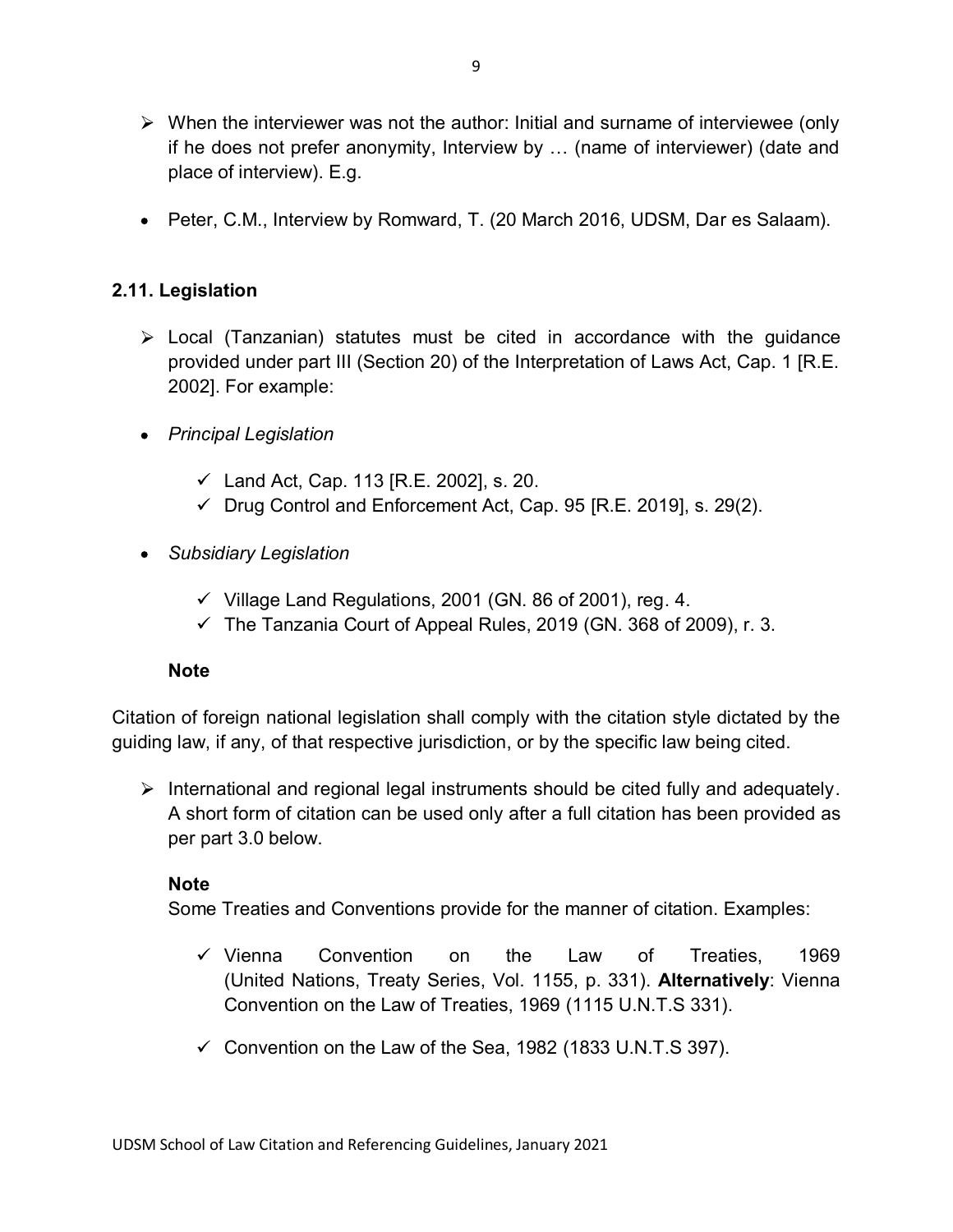- When the interviewer was not the author: Initial and surname of interviewee (only if he does not prefer anonymity, Interview by … (name of interviewer) (date and place of interview). E.g.

- Peter, C.M., Interview by Romward, T. (20 March 2016, UDSM, Dar es Salaam).

### 2.11. Legislation

- Local (Tanzanian) statutes must be cited in accordance with the guidance provided under part III (Section 20) of the Interpretation of Laws Act, Cap. 1 [R.E. 2002]. For example:

- *Principal Legislation*
  - ✓ Land Act, Cap. 113 [R.E. 2002], s. 20.
  - ✓ Drug Control and Enforcement Act, Cap. 95 [R.E. 2019], s. 29(2).

- *Subsidiary Legislation*
  - ✓ Village Land Regulations, 2001 (GN. 86 of 2001), reg. 4.
  - ✓ The Tanzania Court of Appeal Rules, 2019 (GN. 368 of 2009), r. 3.

**Note**

Citation of foreign national legislation shall comply with the citation style dictated by the guiding law, if any, of that respective jurisdiction, or by the specific law being cited.

- International and regional legal instruments should be cited fully and adequately. A short form of citation can be used only after a full citation has been provided as per part 3.0 below.

**Note**

Some Treaties and Conventions provide for the manner of citation. Examples:

- ✓ Vienna Convention on the Law of Treaties, 1969 (United Nations, Treaty Series, Vol. 1155, p. 331). **Alternatively**: Vienna Convention on the Law of Treaties, 1969 (1115 U.N.T.S 331).
- ✓ Convention on the Law of the Sea, 1982 (1833 U.N.T.S 397).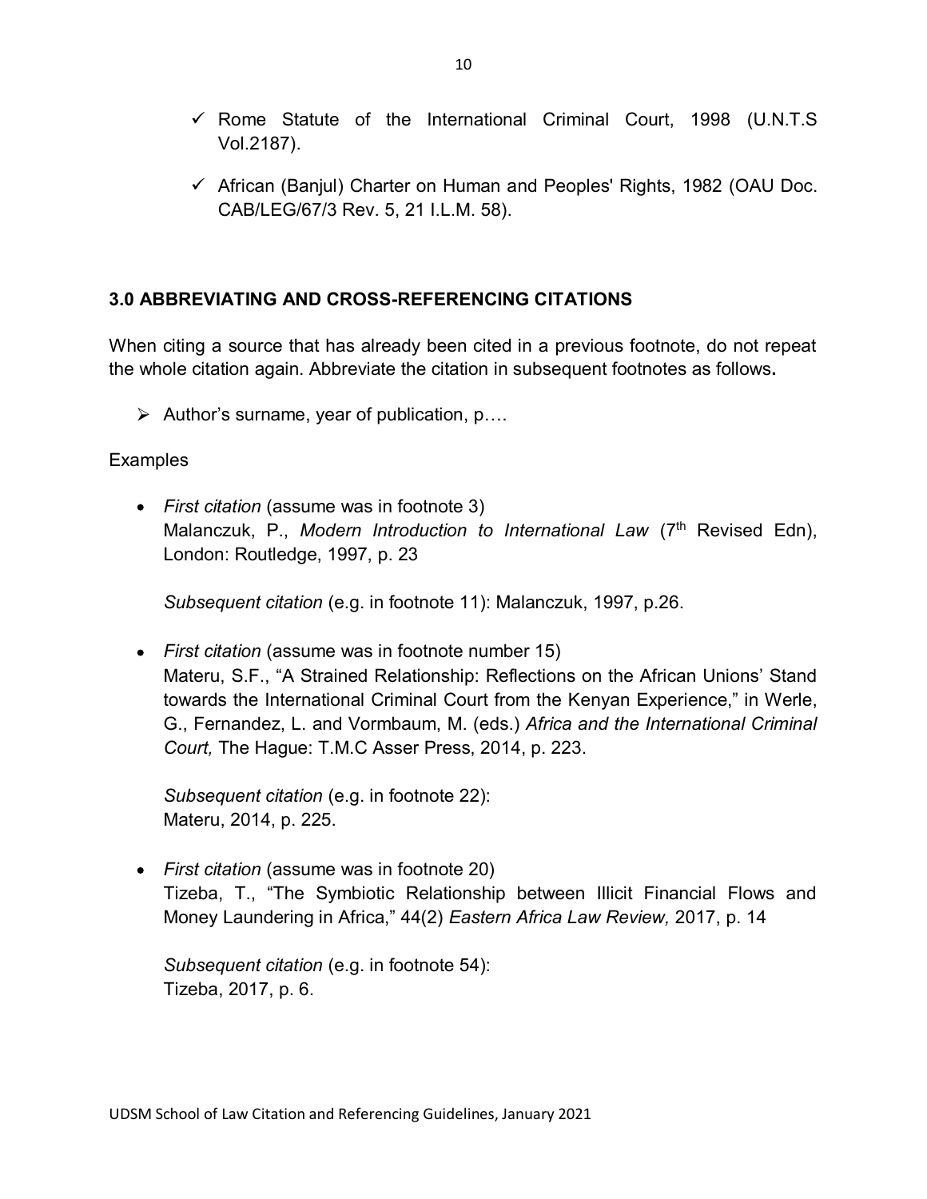- ✓ Rome Statute of the International Criminal Court, 1998 (U.N.T.S Vol.2187).
- ✓ African (Banjul) Charter on Human and Peoples' Rights, 1982 (OAU Doc. CAB/LEG/67/3 Rev. 5, 21 I.L.M. 58).

### 3.0 ABBREVIATING AND CROSS-REFERENCING CITATIONS

When citing a source that has already been cited in a previous footnote, do not repeat the whole citation again. Abbreviate the citation in subsequent footnotes as follows**.**

- ➢ Author's surname, year of publication, p….

Examples

- *First citation* (assume was in footnote 3)
  Malanczuk, P., *Modern Introduction to International Law* (7th Revised Edn), London: Routledge, 1997, p. 23

  *Subsequent citation* (e.g. in footnote 11): Malanczuk, 1997, p.26.

- *First citation* (assume was in footnote number 15)
  Materu, S.F., "A Strained Relationship: Reflections on the African Unions' Stand towards the International Criminal Court from the Kenyan Experience," in Werle, G., Fernandez, L. and Vormbaum, M. (eds.) *Africa and the International Criminal Court,* The Hague: T.M.C Asser Press, 2014, p. 223.

  *Subsequent citation* (e.g. in footnote 22):
  Materu, 2014, p. 225.

- *First citation* (assume was in footnote 20)
  Tizeba, T., "The Symbiotic Relationship between Illicit Financial Flows and Money Laundering in Africa," 44(2) *Eastern Africa Law Review,* 2017, p. 14

  *Subsequent citation* (e.g. in footnote 54):
  Tizeba, 2017, p. 6.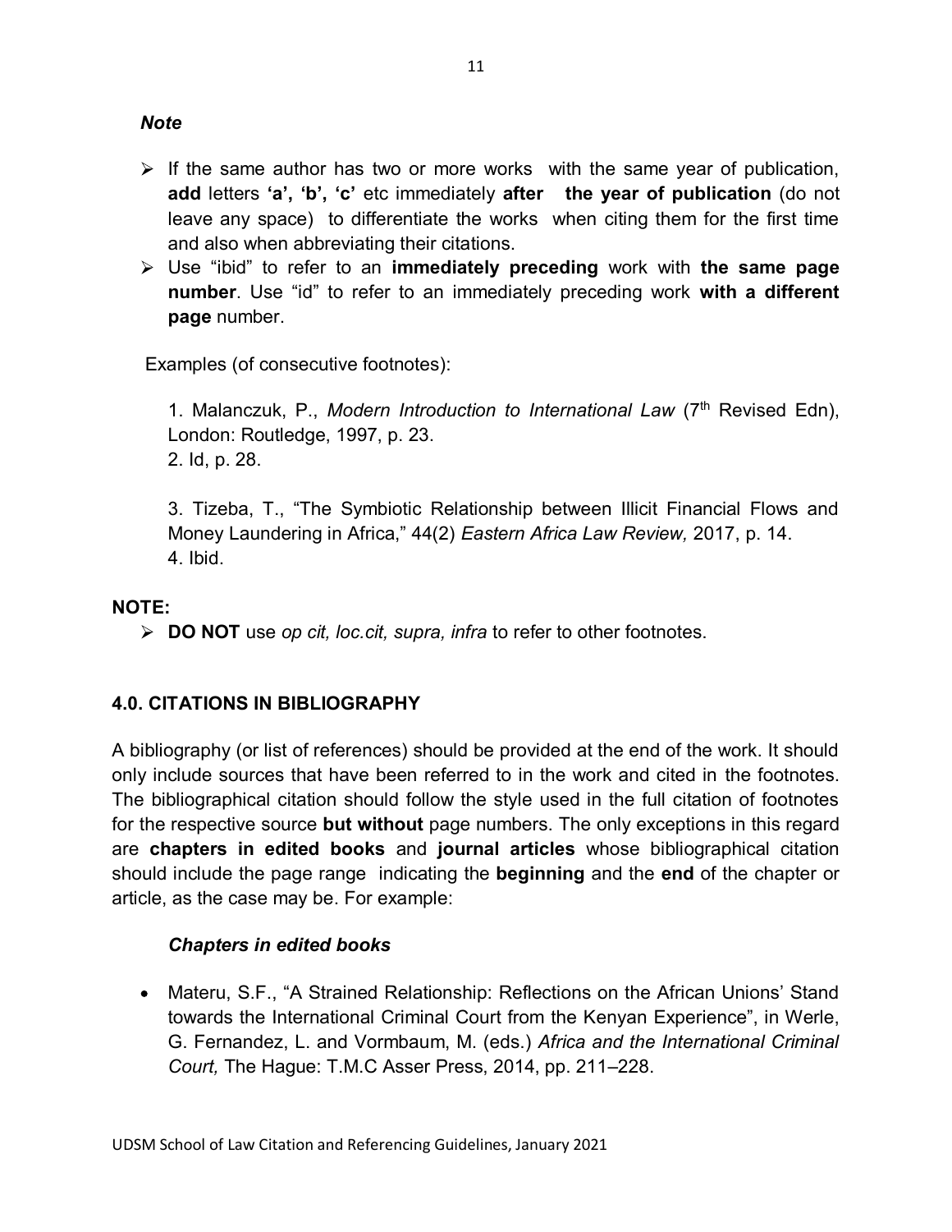***Note***

- If the same author has two or more works with the same year of publication, **add** letters **'a', 'b', 'c'** etc immediately **after the year of publication** (do not leave any space) to differentiate the works when citing them for the first time and also when abbreviating their citations.
- Use "ibid" to refer to an **immediately preceding** work with **the same page number**. Use "id" to refer to an immediately preceding work **with a different page** number.

Examples (of consecutive footnotes):

1. Malanczuk, P., *Modern Introduction to International Law* (7th Revised Edn), London: Routledge, 1997, p. 23.
2. Id, p. 28.

3. Tizeba, T., "The Symbiotic Relationship between Illicit Financial Flows and Money Laundering in Africa," 44(2) *Eastern Africa Law Review,* 2017, p. 14.
4. Ibid.

**NOTE:**

- **DO NOT** use *op cit, loc.cit, supra, infra* to refer to other footnotes.

## 4.0. CITATIONS IN BIBLIOGRAPHY

A bibliography (or list of references) should be provided at the end of the work. It should only include sources that have been referred to in the work and cited in the footnotes. The bibliographical citation should follow the style used in the full citation of footnotes for the respective source **but without** page numbers. The only exceptions in this regard are **chapters in edited books** and **journal articles** whose bibliographical citation should include the page range indicating the **beginning** and the **end** of the chapter or article, as the case may be. For example:

***Chapters in edited books***

- Materu, S.F., "A Strained Relationship: Reflections on the African Unions' Stand towards the International Criminal Court from the Kenyan Experience", in Werle, G. Fernandez, L. and Vormbaum, M. (eds.) *Africa and the International Criminal Court,* The Hague: T.M.C Asser Press, 2014, pp. 211–228.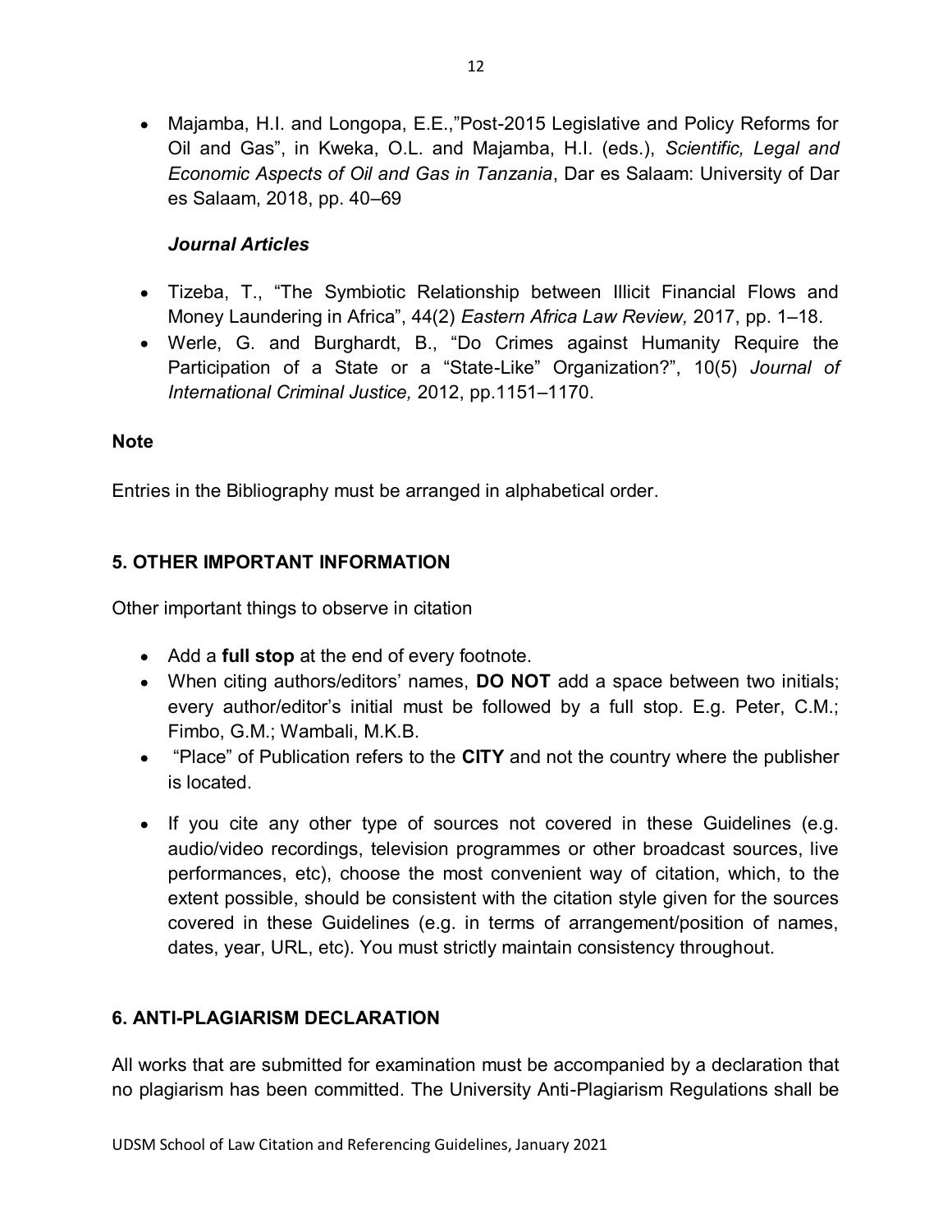- Majamba, H.I. and Longopa, E.E.,"Post-2015 Legislative and Policy Reforms for Oil and Gas", in Kweka, O.L. and Majamba, H.I. (eds.), *Scientific, Legal and Economic Aspects of Oil and Gas in Tanzania*, Dar es Salaam: University of Dar es Salaam, 2018, pp. 40–69

### *Journal Articles*

- Tizeba, T., "The Symbiotic Relationship between Illicit Financial Flows and Money Laundering in Africa", 44(2) *Eastern Africa Law Review,* 2017, pp. 1–18.
- Werle, G. and Burghardt, B., "Do Crimes against Humanity Require the Participation of a State or a "State-Like" Organization?", 10(5) *Journal of International Criminal Justice,* 2012, pp.1151–1170.

**Note**

Entries in the Bibliography must be arranged in alphabetical order.

## 5. OTHER IMPORTANT INFORMATION

Other important things to observe in citation

- Add a **full stop** at the end of every footnote.
- When citing authors/editors' names, **DO NOT** add a space between two initials; every author/editor's initial must be followed by a full stop. E.g. Peter, C.M.; Fimbo, G.M.; Wambali, M.K.B.
- "Place" of Publication refers to the **CITY** and not the country where the publisher is located.
- If you cite any other type of sources not covered in these Guidelines (e.g. audio/video recordings, television programmes or other broadcast sources, live performances, etc), choose the most convenient way of citation, which, to the extent possible, should be consistent with the citation style given for the sources covered in these Guidelines (e.g. in terms of arrangement/position of names, dates, year, URL, etc). You must strictly maintain consistency throughout.

## 6. ANTI-PLAGIARISM DECLARATION

All works that are submitted for examination must be accompanied by a declaration that no plagiarism has been committed. The University Anti-Plagiarism Regulations shall be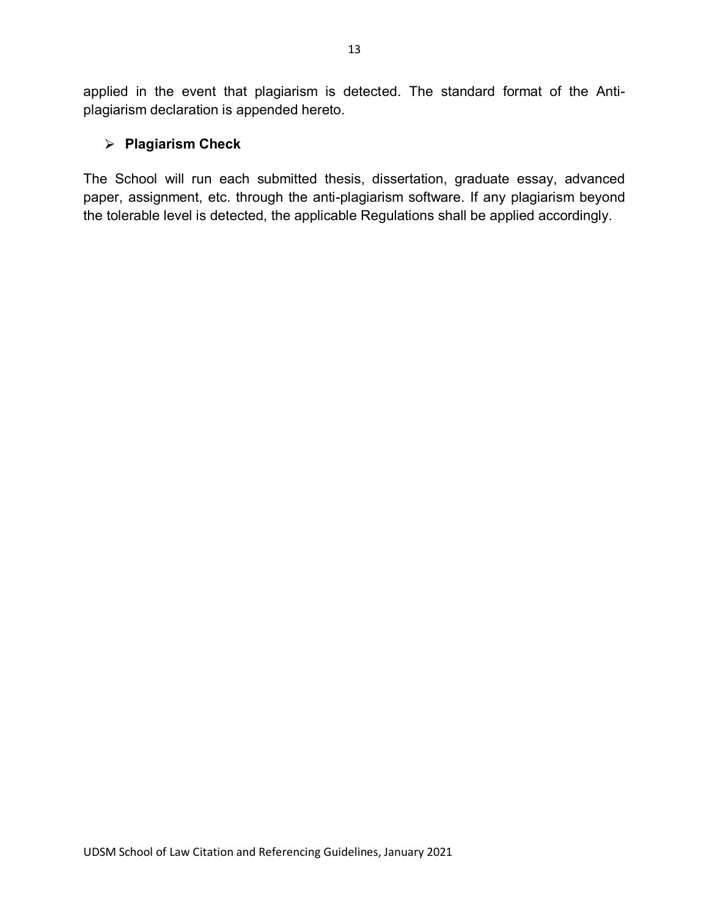applied in the event that plagiarism is detected. The standard format of the Anti-plagiarism declaration is appended hereto.

- **Plagiarism Check**

The School will run each submitted thesis, dissertation, graduate essay, advanced paper, assignment, etc. through the anti-plagiarism software. If any plagiarism beyond the tolerable level is detected, the applicable Regulations shall be applied accordingly.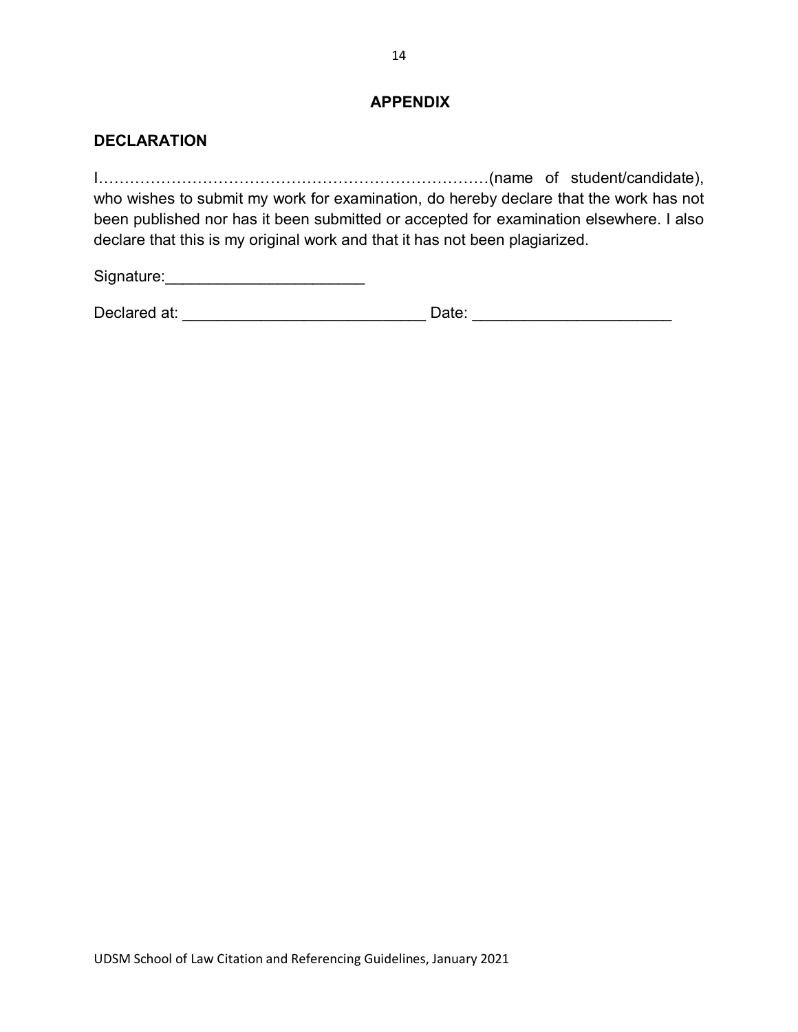## APPENDIX

### DECLARATION

I……………………………………………………………………(name of student/candidate), who wishes to submit my work for examination, do hereby declare that the work has not been published nor has it been submitted or accepted for examination elsewhere. I also declare that this is my original work and that it has not been plagiarized.

Signature:______________________

Declared at: ___________________________ Date: ______________________